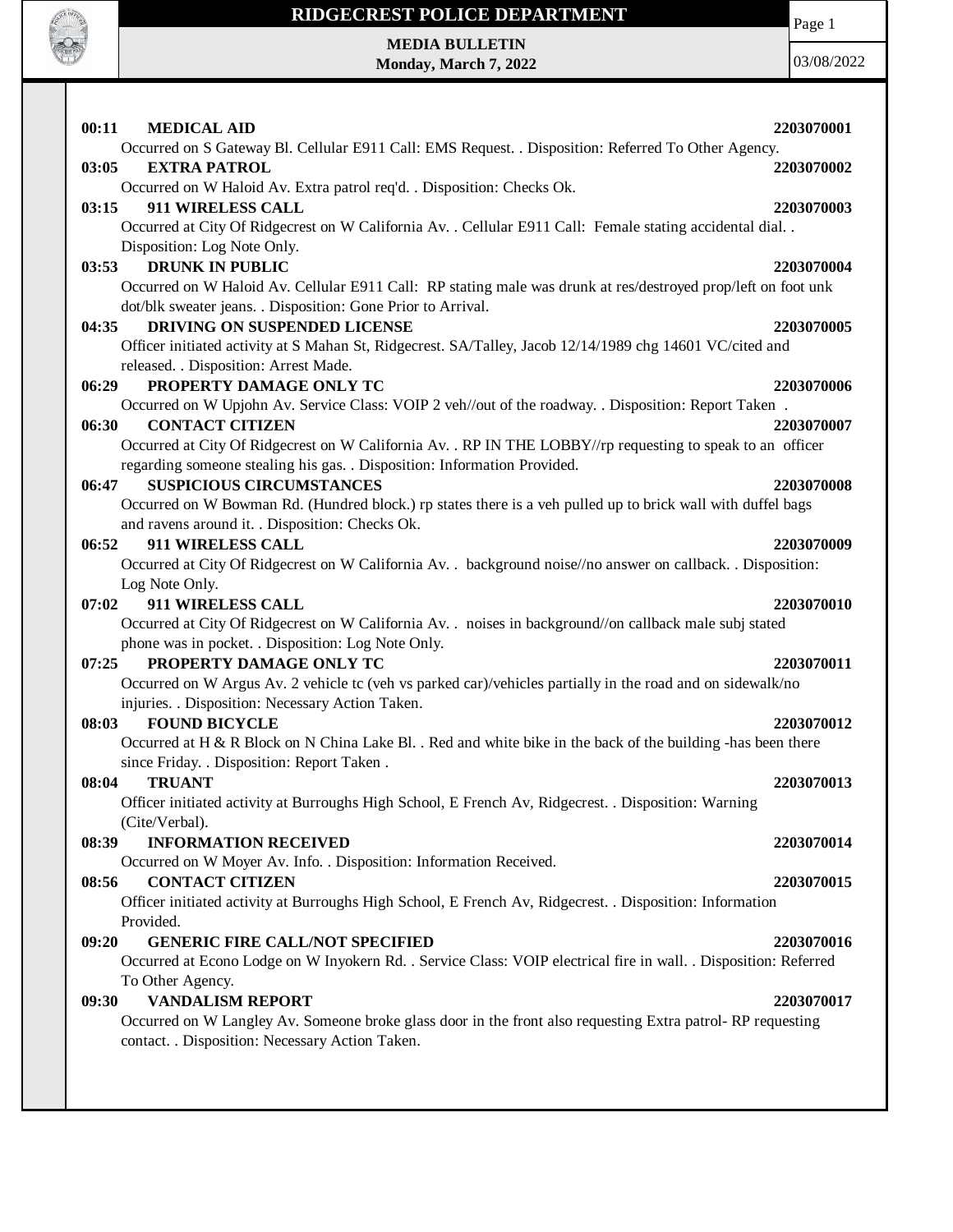# RIDGECREST POLICE DEPARTMENT

**MEDIA BULLETIN**
**Monday, March 7, 2022**

03/08/2022

**00:11 MEDICAL AID 2203070001**
Occurred on S Gateway Bl. Cellular E911 Call: EMS Request. . Disposition: Referred To Other Agency.

**03:05 EXTRA PATROL 2203070002**
Occurred on W Haloid Av. Extra patrol req'd. . Disposition: Checks Ok.

**03:15 911 WIRELESS CALL 2203070003**
Occurred at City Of Ridgecrest on W California Av. . Cellular E911 Call: Female stating accidental dial. . Disposition: Log Note Only.

**03:53 DRUNK IN PUBLIC 2203070004**
Occurred on W Haloid Av. Cellular E911 Call: RP stating male was drunk at res/destroyed prop/left on foot unk dot/blk sweater jeans. . Disposition: Gone Prior to Arrival.

**04:35 DRIVING ON SUSPENDED LICENSE 2203070005**
Officer initiated activity at S Mahan St, Ridgecrest. SA/Talley, Jacob 12/14/1989 chg 14601 VC/cited and released. . Disposition: Arrest Made.

**06:29 PROPERTY DAMAGE ONLY TC 2203070006**
Occurred on W Upjohn Av. Service Class: VOIP 2 veh//out of the roadway. . Disposition: Report Taken .

**06:30 CONTACT CITIZEN 2203070007**
Occurred at City Of Ridgecrest on W California Av. . RP IN THE LOBBY//rp requesting to speak to an officer regarding someone stealing his gas. . Disposition: Information Provided.

**06:47 SUSPICIOUS CIRCUMSTANCES 2203070008**
Occurred on W Bowman Rd. (Hundred block.) rp states there is a veh pulled up to brick wall with duffel bags and ravens around it. . Disposition: Checks Ok.

**06:52 911 WIRELESS CALL 2203070009**
Occurred at City Of Ridgecrest on W California Av. . background noise//no answer on callback. . Disposition: Log Note Only.

**07:02 911 WIRELESS CALL 2203070010**
Occurred at City Of Ridgecrest on W California Av. . noises in background//on callback male subj stated phone was in pocket. . Disposition: Log Note Only.

**07:25 PROPERTY DAMAGE ONLY TC 2203070011**
Occurred on W Argus Av. 2 vehicle tc (veh vs parked car)/vehicles partially in the road and on sidewalk/no injuries. . Disposition: Necessary Action Taken.

**08:03 FOUND BICYCLE 2203070012**
Occurred at H & R Block on N China Lake Bl. . Red and white bike in the back of the building -has been there since Friday. . Disposition: Report Taken .

**08:04 TRUANT 2203070013**
Officer initiated activity at Burroughs High School, E French Av, Ridgecrest. . Disposition: Warning (Cite/Verbal).

**08:39 INFORMATION RECEIVED 2203070014**
Occurred on W Moyer Av. Info. . Disposition: Information Received.

**08:56 CONTACT CITIZEN 2203070015**
Officer initiated activity at Burroughs High School, E French Av, Ridgecrest. . Disposition: Information Provided.

**09:20 GENERIC FIRE CALL/NOT SPECIFIED 2203070016**
Occurred at Econo Lodge on W Inyokern Rd. . Service Class: VOIP electrical fire in wall. . Disposition: Referred To Other Agency.

**09:30 VANDALISM REPORT 2203070017**
Occurred on W Langley Av. Someone broke glass door in the front also requesting Extra patrol- RP requesting contact. . Disposition: Necessary Action Taken.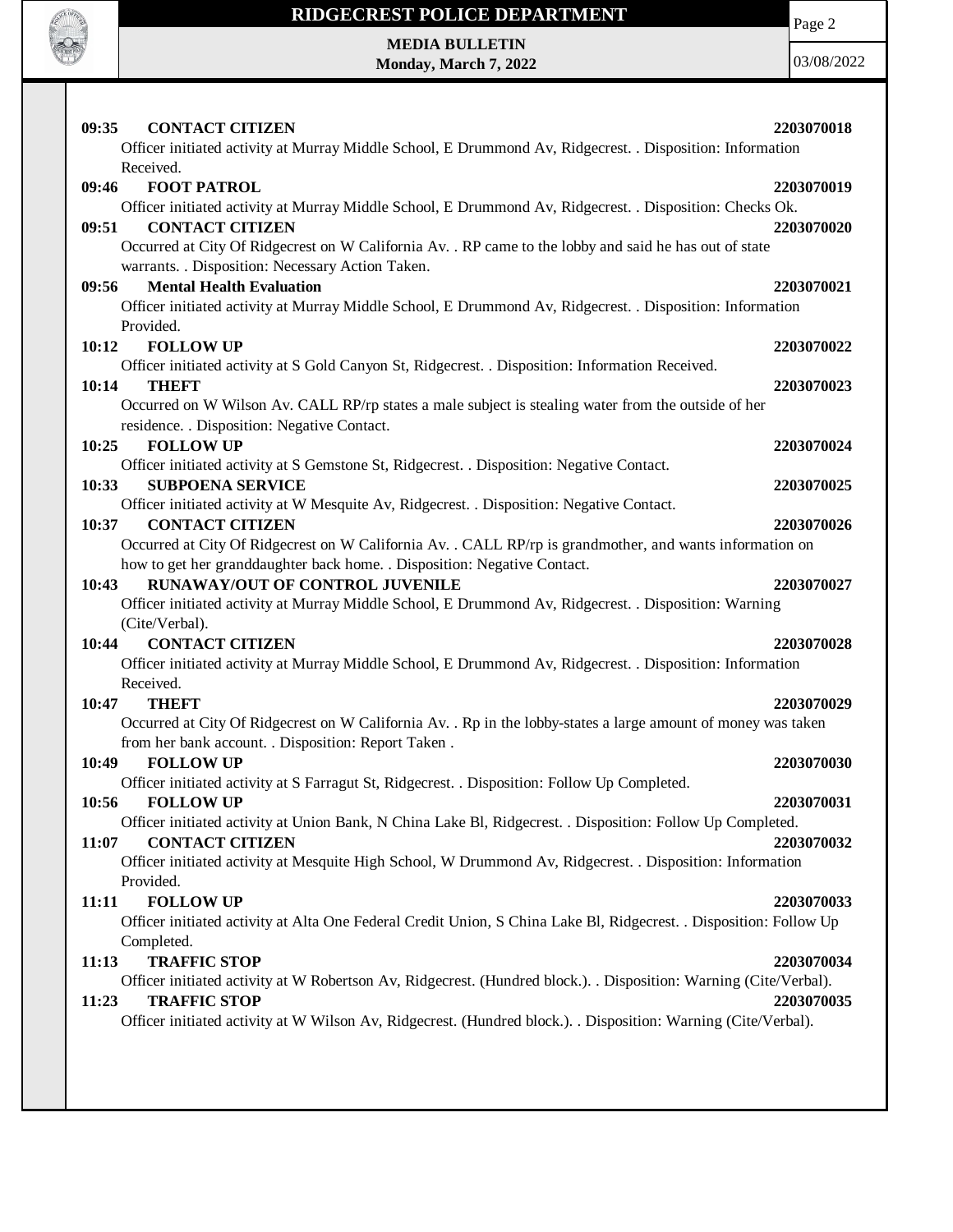**09:35 CONTACT CITIZEN** **2203070018**
Officer initiated activity at Murray Middle School, E Drummond Av, Ridgecrest. . Disposition: Information Received.

**09:46 FOOT PATROL** **2203070019**
Officer initiated activity at Murray Middle School, E Drummond Av, Ridgecrest. . Disposition: Checks Ok.

**09:51 CONTACT CITIZEN** **2203070020**
Occurred at City Of Ridgecrest on W California Av. . RP came to the lobby and said he has out of state warrants. . Disposition: Necessary Action Taken.

**09:56 Mental Health Evaluation** **2203070021**
Officer initiated activity at Murray Middle School, E Drummond Av, Ridgecrest. . Disposition: Information Provided.

**10:12 FOLLOW UP** **2203070022**
Officer initiated activity at S Gold Canyon St, Ridgecrest. . Disposition: Information Received.

**10:14 THEFT** **2203070023**
Occurred on W Wilson Av. CALL RP/rp states a male subject is stealing water from the outside of her residence. . Disposition: Negative Contact.

**10:25 FOLLOW UP** **2203070024**
Officer initiated activity at S Gemstone St, Ridgecrest. . Disposition: Negative Contact.

**10:33 SUBPOENA SERVICE** **2203070025**
Officer initiated activity at W Mesquite Av, Ridgecrest. . Disposition: Negative Contact.

**10:37 CONTACT CITIZEN** **2203070026**
Occurred at City Of Ridgecrest on W California Av. . CALL RP/rp is grandmother, and wants information on how to get her granddaughter back home. . Disposition: Negative Contact.

**10:43 RUNAWAY/OUT OF CONTROL JUVENILE** **2203070027**
Officer initiated activity at Murray Middle School, E Drummond Av, Ridgecrest. . Disposition: Warning (Cite/Verbal).

**10:44 CONTACT CITIZEN** **2203070028**
Officer initiated activity at Murray Middle School, E Drummond Av, Ridgecrest. . Disposition: Information Received.

**10:47 THEFT** **2203070029**
Occurred at City Of Ridgecrest on W California Av. . Rp in the lobby-states a large amount of money was taken from her bank account. . Disposition: Report Taken .

**10:49 FOLLOW UP** **2203070030**
Officer initiated activity at S Farragut St, Ridgecrest. . Disposition: Follow Up Completed.

**10:56 FOLLOW UP** **2203070031**
Officer initiated activity at Union Bank, N China Lake Bl, Ridgecrest. . Disposition: Follow Up Completed.

**11:07 CONTACT CITIZEN** **2203070032**
Officer initiated activity at Mesquite High School, W Drummond Av, Ridgecrest. . Disposition: Information Provided.

**11:11 FOLLOW UP** **2203070033**
Officer initiated activity at Alta One Federal Credit Union, S China Lake Bl, Ridgecrest. . Disposition: Follow Up Completed.

**11:13 TRAFFIC STOP** **2203070034**
Officer initiated activity at W Robertson Av, Ridgecrest. (Hundred block.). . Disposition: Warning (Cite/Verbal).

**11:23 TRAFFIC STOP** **2203070035**
Officer initiated activity at W Wilson Av, Ridgecrest. (Hundred block.). . Disposition: Warning (Cite/Verbal).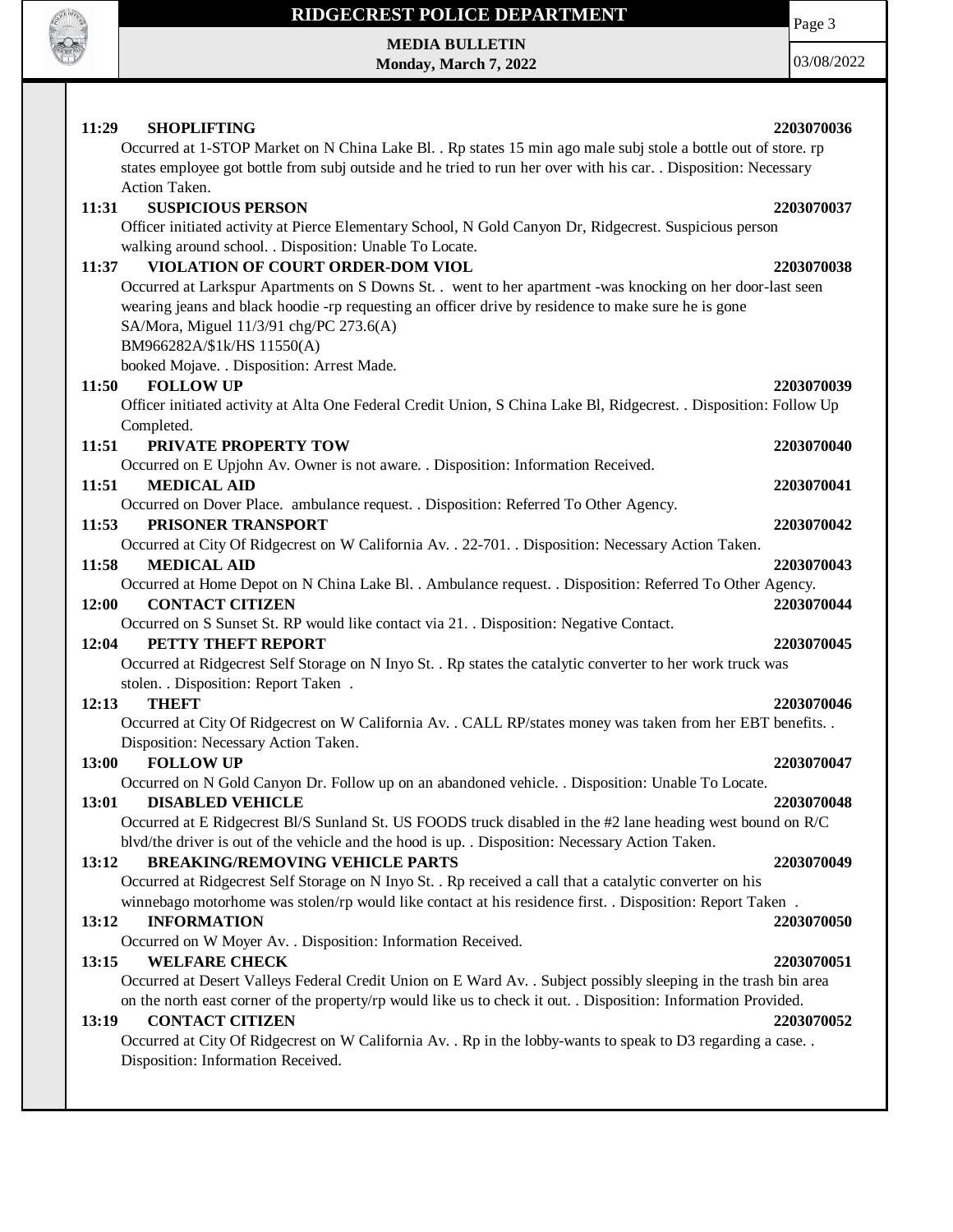**11:29 SHOPLIFTING** **2203070036**

Occurred at 1-STOP Market on N China Lake Bl. . Rp states 15 min ago male subj stole a bottle out of store. rp states employee got bottle from subj outside and he tried to run her over with his car. . Disposition: Necessary Action Taken.

**11:31 SUSPICIOUS PERSON** **2203070037**

Officer initiated activity at Pierce Elementary School, N Gold Canyon Dr, Ridgecrest. Suspicious person walking around school. . Disposition: Unable To Locate.

**11:37 VIOLATION OF COURT ORDER-DOM VIOL** **2203070038**

Occurred at Larkspur Apartments on S Downs St. . went to her apartment -was knocking on her door-last seen wearing jeans and black hoodie -rp requesting an officer drive by residence to make sure he is gone
SA/Mora, Miguel 11/3/91 chg/PC 273.6(A)
BM966282A/$1k/HS 11550(A)
booked Mojave. . Disposition: Arrest Made.

**11:50 FOLLOW UP** **2203070039**

Officer initiated activity at Alta One Federal Credit Union, S China Lake Bl, Ridgecrest. . Disposition: Follow Up Completed.

**11:51 PRIVATE PROPERTY TOW** **2203070040**

Occurred on E Upjohn Av. Owner is not aware. . Disposition: Information Received.

**11:51 MEDICAL AID** **2203070041**

Occurred on Dover Place. ambulance request. . Disposition: Referred To Other Agency.

**11:53 PRISONER TRANSPORT** **2203070042**

Occurred at City Of Ridgecrest on W California Av. . 22-701. . Disposition: Necessary Action Taken.

**11:58 MEDICAL AID** **2203070043**

Occurred at Home Depot on N China Lake Bl. . Ambulance request. . Disposition: Referred To Other Agency.

**12:00 CONTACT CITIZEN** **2203070044**

Occurred on S Sunset St. RP would like contact via 21. . Disposition: Negative Contact.

**12:04 PETTY THEFT REPORT** **2203070045**

Occurred at Ridgecrest Self Storage on N Inyo St. . Rp states the catalytic converter to her work truck was stolen. . Disposition: Report Taken .

**12:13 THEFT** **2203070046**

Occurred at City Of Ridgecrest on W California Av. . CALL RP/states money was taken from her EBT benefits. . Disposition: Necessary Action Taken.

**13:00 FOLLOW UP** **2203070047**

Occurred on N Gold Canyon Dr. Follow up on an abandoned vehicle. . Disposition: Unable To Locate.

**13:01 DISABLED VEHICLE** **2203070048**

Occurred at E Ridgecrest Bl/S Sunland St. US FOODS truck disabled in the #2 lane heading west bound on R/C blvd/the driver is out of the vehicle and the hood is up. . Disposition: Necessary Action Taken.

**13:12 BREAKING/REMOVING VEHICLE PARTS** **2203070049**

Occurred at Ridgecrest Self Storage on N Inyo St. . Rp received a call that a catalytic converter on his winnebago motorhome was stolen/rp would like contact at his residence first. . Disposition: Report Taken .

**13:12 INFORMATION** **2203070050**

Occurred on W Moyer Av. . Disposition: Information Received.

**13:15 WELFARE CHECK** **2203070051**

Occurred at Desert Valleys Federal Credit Union on E Ward Av. . Subject possibly sleeping in the trash bin area on the north east corner of the property/rp would like us to check it out. . Disposition: Information Provided.

**13:19 CONTACT CITIZEN** **2203070052**

Occurred at City Of Ridgecrest on W California Av. . Rp in the lobby-wants to speak to D3 regarding a case. . Disposition: Information Received.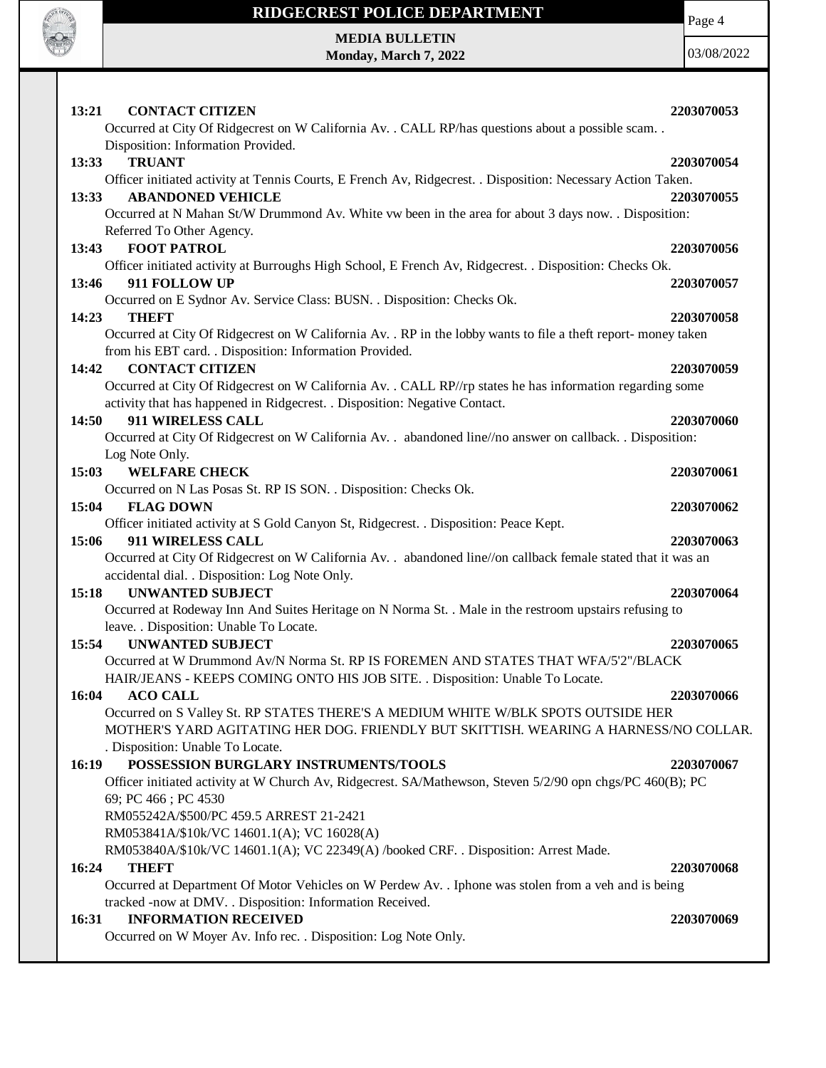**13:21 CONTACT CITIZEN** **2203070053**

Occurred at City Of Ridgecrest on W California Av. . CALL RP/has questions about a possible scam. . Disposition: Information Provided.

**13:33 TRUANT** **2203070054**

Officer initiated activity at Tennis Courts, E French Av, Ridgecrest. . Disposition: Necessary Action Taken.

**13:33 ABANDONED VEHICLE** **2203070055**

Occurred at N Mahan St/W Drummond Av. White vw been in the area for about 3 days now. . Disposition: Referred To Other Agency.

**13:43 FOOT PATROL** **2203070056**

Officer initiated activity at Burroughs High School, E French Av, Ridgecrest. . Disposition: Checks Ok.

**13:46 911 FOLLOW UP** **2203070057**

Occurred on E Sydnor Av. Service Class: BUSN. . Disposition: Checks Ok.

**14:23 THEFT** **2203070058**

Occurred at City Of Ridgecrest on W California Av. . RP in the lobby wants to file a theft report- money taken from his EBT card. . Disposition: Information Provided.

**14:42 CONTACT CITIZEN** **2203070059**

Occurred at City Of Ridgecrest on W California Av. . CALL RP//rp states he has information regarding some activity that has happened in Ridgecrest. . Disposition: Negative Contact.

**14:50 911 WIRELESS CALL** **2203070060**

Occurred at City Of Ridgecrest on W California Av. . abandoned line//no answer on callback. . Disposition: Log Note Only.

**15:03 WELFARE CHECK** **2203070061**

Occurred on N Las Posas St. RP IS SON. . Disposition: Checks Ok.

**15:04 FLAG DOWN** **2203070062**

Officer initiated activity at S Gold Canyon St, Ridgecrest. . Disposition: Peace Kept.

**15:06 911 WIRELESS CALL** **2203070063**

Occurred at City Of Ridgecrest on W California Av. . abandoned line//on callback female stated that it was an accidental dial. . Disposition: Log Note Only.

**15:18 UNWANTED SUBJECT** **2203070064**

Occurred at Rodeway Inn And Suites Heritage on N Norma St. . Male in the restroom upstairs refusing to leave. . Disposition: Unable To Locate.

**15:54 UNWANTED SUBJECT** **2203070065**

Occurred at W Drummond Av/N Norma St. RP IS FOREMEN AND STATES THAT WFA/5'2"/BLACK HAIR/JEANS - KEEPS COMING ONTO HIS JOB SITE. . Disposition: Unable To Locate.

**16:04 ACO CALL** **2203070066**

Occurred on S Valley St. RP STATES THERE'S A MEDIUM WHITE W/BLK SPOTS OUTSIDE HER MOTHER'S YARD AGITATING HER DOG. FRIENDLY BUT SKITTISH. WEARING A HARNESS/NO COLLAR. . Disposition: Unable To Locate.

**16:19 POSSESSION BURGLARY INSTRUMENTS/TOOLS** **2203070067**

Officer initiated activity at W Church Av, Ridgecrest. SA/Mathewson, Steven 5/2/90 opn chgs/PC 460(B); PC 69; PC 466 ; PC 4530
RM055242A/$500/PC 459.5 ARREST 21-2421
RM053841A/$10k/VC 14601.1(A); VC 16028(A)
RM053840A/$10k/VC 14601.1(A); VC 22349(A) /booked CRF. . Disposition: Arrest Made.

**16:24 THEFT** **2203070068**

Occurred at Department Of Motor Vehicles on W Perdew Av. . Iphone was stolen from a veh and is being tracked -now at DMV. . Disposition: Information Received.

**16:31 INFORMATION RECEIVED** **2203070069**

Occurred on W Moyer Av. Info rec. . Disposition: Log Note Only.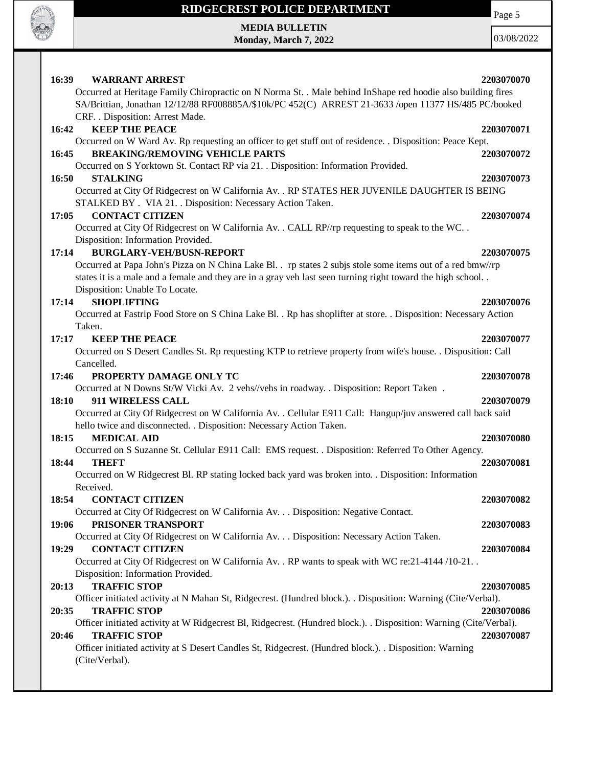**16:39 WARRANT ARREST** 2203070070

Occurred at Heritage Family Chiropractic on N Norma St. . Male behind InShape red hoodie also building fires SA/Brittian, Jonathan 12/12/88 RF008885A/$10k/PC 452(C) ARREST 21-3633 /open 11377 HS/485 PC/booked CRF. . Disposition: Arrest Made.

**16:42 KEEP THE PEACE** 2203070071

Occurred on W Ward Av. Rp requesting an officer to get stuff out of residence. . Disposition: Peace Kept.

**16:45 BREAKING/REMOVING VEHICLE PARTS** 2203070072

Occurred on S Yorktown St. Contact RP via 21. . Disposition: Information Provided.

**16:50 STALKING** 2203070073

Occurred at City Of Ridgecrest on W California Av. . RP STATES HER JUVENILE DAUGHTER IS BEING STALKED BY . VIA 21. . Disposition: Necessary Action Taken.

**17:05 CONTACT CITIZEN** 2203070074

Occurred at City Of Ridgecrest on W California Av. . CALL RP//rp requesting to speak to the WC. . Disposition: Information Provided.

**17:14 BURGLARY-VEH/BUSN-REPORT** 2203070075

Occurred at Papa John's Pizza on N China Lake Bl. . rp states 2 subjs stole some items out of a red bmw//rp states it is a male and a female and they are in a gray veh last seen turning right toward the high school. . Disposition: Unable To Locate.

**17:14 SHOPLIFTING** 2203070076

Occurred at Fastrip Food Store on S China Lake Bl. . Rp has shoplifter at store. . Disposition: Necessary Action Taken.

**17:17 KEEP THE PEACE** 2203070077

Occurred on S Desert Candles St. Rp requesting KTP to retrieve property from wife's house. . Disposition: Call Cancelled.

**17:46 PROPERTY DAMAGE ONLY TC** 2203070078

Occurred at N Downs St/W Vicki Av. 2 vehs//vehs in roadway. . Disposition: Report Taken .

**18:10 911 WIRELESS CALL** 2203070079

Occurred at City Of Ridgecrest on W California Av. . Cellular E911 Call: Hangup/juv answered call back said hello twice and disconnected. . Disposition: Necessary Action Taken.

**18:15 MEDICAL AID** 2203070080

Occurred on S Suzanne St. Cellular E911 Call: EMS request. . Disposition: Referred To Other Agency.

**18:44 THEFT** 2203070081

Occurred on W Ridgecrest Bl. RP stating locked back yard was broken into. . Disposition: Information Received.

**18:54 CONTACT CITIZEN** 2203070082

Occurred at City Of Ridgecrest on W California Av. . . Disposition: Negative Contact.

**19:06 PRISONER TRANSPORT** 2203070083

Occurred at City Of Ridgecrest on W California Av. . . Disposition: Necessary Action Taken.

**19:29 CONTACT CITIZEN** 2203070084

Occurred at City Of Ridgecrest on W California Av. . RP wants to speak with WC re:21-4144 /10-21. . Disposition: Information Provided.

**20:13 TRAFFIC STOP** 2203070085

Officer initiated activity at N Mahan St, Ridgecrest. (Hundred block.). . Disposition: Warning (Cite/Verbal).

**20:35 TRAFFIC STOP** 2203070086

Officer initiated activity at W Ridgecrest Bl, Ridgecrest. (Hundred block.). . Disposition: Warning (Cite/Verbal).

**20:46 TRAFFIC STOP** 2203070087

Officer initiated activity at S Desert Candles St, Ridgecrest. (Hundred block.). . Disposition: Warning (Cite/Verbal).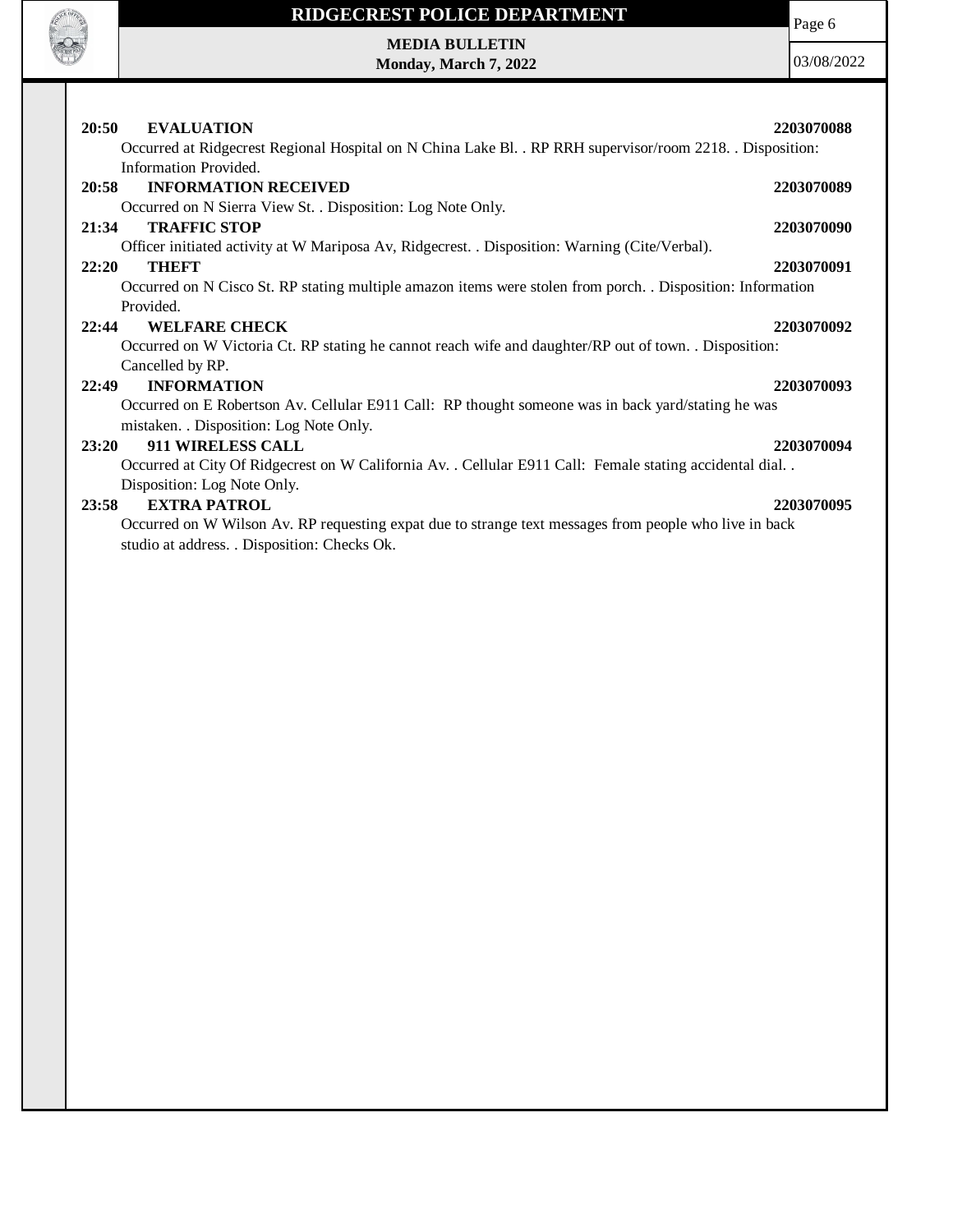**20:50 EVALUATION** **2203070088**

Occurred at Ridgecrest Regional Hospital on N China Lake Bl. . RP RRH supervisor/room 2218. . Disposition: Information Provided.

**20:58 INFORMATION RECEIVED** **2203070089**

Occurred on N Sierra View St. . Disposition: Log Note Only.

**21:34 TRAFFIC STOP** **2203070090**

Officer initiated activity at W Mariposa Av, Ridgecrest. . Disposition: Warning (Cite/Verbal).

**22:20 THEFT** **2203070091**

Occurred on N Cisco St. RP stating multiple amazon items were stolen from porch. . Disposition: Information Provided.

**22:44 WELFARE CHECK** **2203070092**

Occurred on W Victoria Ct. RP stating he cannot reach wife and daughter/RP out of town. . Disposition: Cancelled by RP.

**22:49 INFORMATION** **2203070093**

Occurred on E Robertson Av. Cellular E911 Call: RP thought someone was in back yard/stating he was mistaken. . Disposition: Log Note Only.

**23:20 911 WIRELESS CALL** **2203070094**

Occurred at City Of Ridgecrest on W California Av. . Cellular E911 Call: Female stating accidental dial. . Disposition: Log Note Only.

**23:58 EXTRA PATROL** **2203070095**

Occurred on W Wilson Av. RP requesting expat due to strange text messages from people who live in back studio at address. . Disposition: Checks Ok.